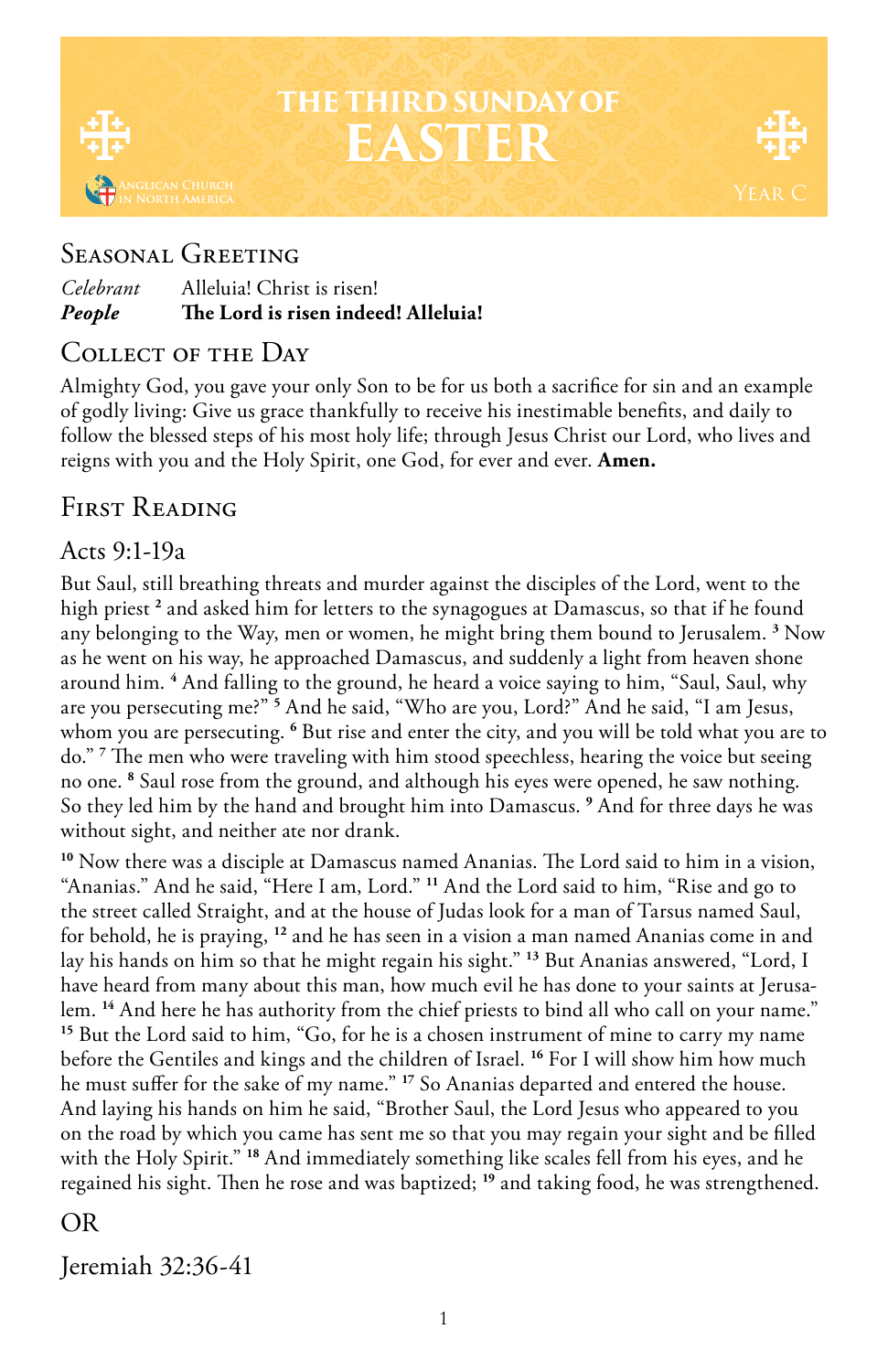# THE THIRD SUNDAY OF EASTER

Anglican Church in North America

Year C

## Seasonal Greeting

*Celebrant* Alleluia! Christ is risen!
***People*** **The Lord is risen indeed! Alleluia!**

## Collect of the Day

Almighty God, you gave your only Son to be for us both a sacrifice for sin and an example of godly living: Give us grace thankfully to receive his inestimable benefits, and daily to follow the blessed steps of his most holy life; through Jesus Christ our Lord, who lives and reigns with you and the Holy Spirit, one God, for ever and ever. **Amen.**

## First Reading

### Acts 9:1-19a

But Saul, still breathing threats and murder against the disciples of the Lord, went to the high priest [2] and asked him for letters to the synagogues at Damascus, so that if he found any belonging to the Way, men or women, he might bring them bound to Jerusalem. [3] Now as he went on his way, he approached Damascus, and suddenly a light from heaven shone around him. [4] And falling to the ground, he heard a voice saying to him, "Saul, Saul, why are you persecuting me?" [5] And he said, "Who are you, Lord?" And he said, "I am Jesus, whom you are persecuting. [6] But rise and enter the city, and you will be told what you are to do." [7] The men who were traveling with him stood speechless, hearing the voice but seeing no one. [8] Saul rose from the ground, and although his eyes were opened, he saw nothing. So they led him by the hand and brought him into Damascus. [9] And for three days he was without sight, and neither ate nor drank.

[10] Now there was a disciple at Damascus named Ananias. The Lord said to him in a vision, "Ananias." And he said, "Here I am, Lord." [11] And the Lord said to him, "Rise and go to the street called Straight, and at the house of Judas look for a man of Tarsus named Saul, for behold, he is praying, [12] and he has seen in a vision a man named Ananias come in and lay his hands on him so that he might regain his sight." [13] But Ananias answered, "Lord, I have heard from many about this man, how much evil he has done to your saints at Jerusalem. [14] And here he has authority from the chief priests to bind all who call on your name." [15] But the Lord said to him, "Go, for he is a chosen instrument of mine to carry my name before the Gentiles and kings and the children of Israel. [16] For I will show him how much he must suffer for the sake of my name." [17] So Ananias departed and entered the house. And laying his hands on him he said, "Brother Saul, the Lord Jesus who appeared to you on the road by which you came has sent me so that you may regain your sight and be filled with the Holy Spirit." [18] And immediately something like scales fell from his eyes, and he regained his sight. Then he rose and was baptized; [19] and taking food, he was strengthened.

OR

### Jeremiah 32:36-41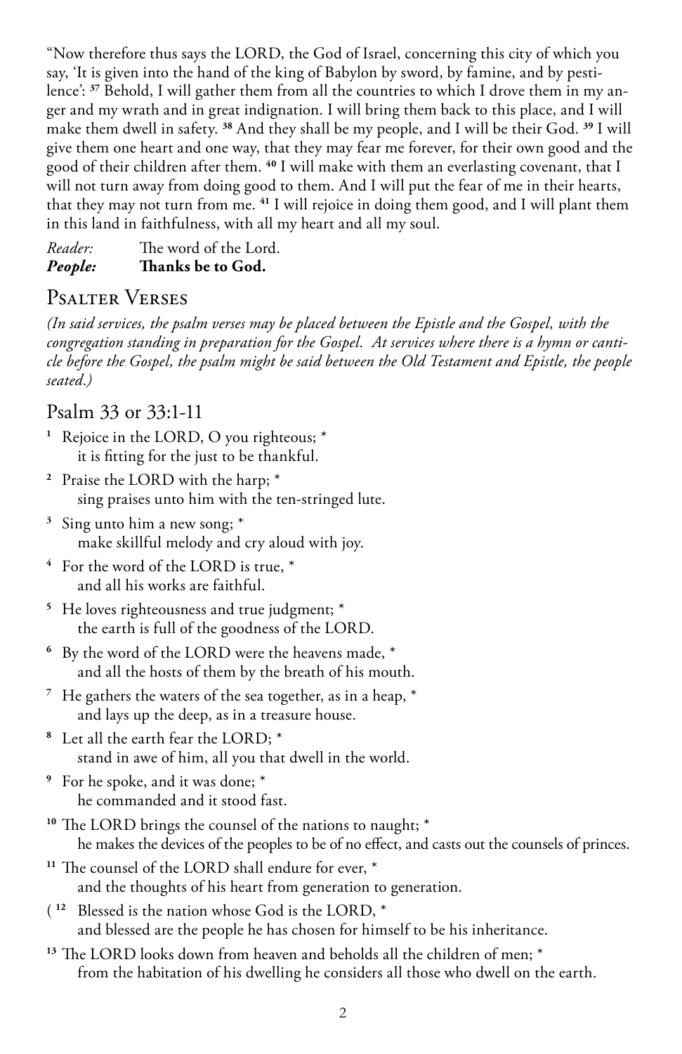"Now therefore thus says the LORD, the God of Israel, concerning this city of which you say, 'It is given into the hand of the king of Babylon by sword, by famine, and by pestilence': [37] Behold, I will gather them from all the countries to which I drove them in my anger and my wrath and in great indignation. I will bring them back to this place, and I will make them dwell in safety. [38] And they shall be my people, and I will be their God. [39] I will give them one heart and one way, that they may fear me forever, for their own good and the good of their children after them. [40] I will make with them an everlasting covenant, that I will not turn away from doing good to them. And I will put the fear of me in their hearts, that they may not turn from me. [41] I will rejoice in doing them good, and I will plant them in this land in faithfulness, with all my heart and all my soul.

*Reader:* The word of the Lord.
***People:*** **Thanks be to God.**

## Psalter Verses

*(In said services, the psalm verses may be placed between the Epistle and the Gospel, with the congregation standing in preparation for the Gospel. At services where there is a hymn or canticle before the Gospel, the psalm might be said between the Old Testament and Epistle, the people seated.)*

### Psalm 33 or 33:1-11

[1] Rejoice in the LORD, O you righteous; *
  it is fitting for the just to be thankful.

[2] Praise the LORD with the harp; *
  sing praises unto him with the ten-stringed lute.

[3] Sing unto him a new song; *
  make skillful melody and cry aloud with joy.

[4] For the word of the LORD is true, *
  and all his works are faithful.

[5] He loves righteousness and true judgment; *
  the earth is full of the goodness of the LORD.

[6] By the word of the LORD were the heavens made, *
  and all the hosts of them by the breath of his mouth.

[7] He gathers the waters of the sea together, as in a heap, *
  and lays up the deep, as in a treasure house.

[8] Let all the earth fear the LORD; *
  stand in awe of him, all you that dwell in the world.

[9] For he spoke, and it was done; *
  he commanded and it stood fast.

[10] The LORD brings the counsel of the nations to naught; *
  he makes the devices of the peoples to be of no effect, and casts out the counsels of princes.

[11] The counsel of the LORD shall endure for ever, *
  and the thoughts of his heart from generation to generation.

( [12] Blessed is the nation whose God is the LORD, *
  and blessed are the people he has chosen for himself to be his inheritance.

[13] The LORD looks down from heaven and beholds all the children of men; *
  from the habitation of his dwelling he considers all those who dwell on the earth.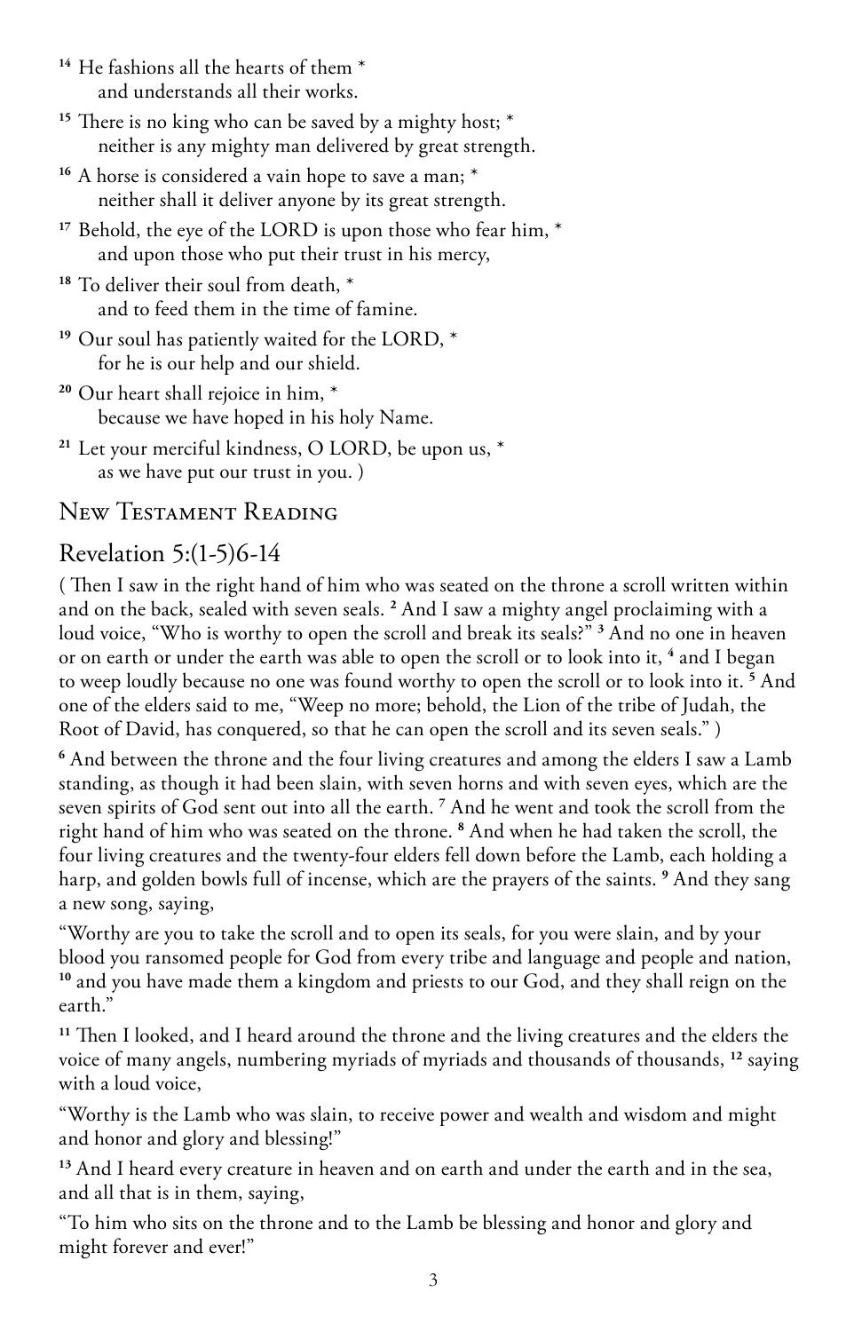[14] He fashions all the hearts of them *
    and understands all their works.

[15] There is no king who can be saved by a mighty host; *
    neither is any mighty man delivered by great strength.

[16] A horse is considered a vain hope to save a man; *
    neither shall it deliver anyone by its great strength.

[17] Behold, the eye of the LORD is upon those who fear him, *
    and upon those who put their trust in his mercy,

[18] To deliver their soul from death, *
    and to feed them in the time of famine.

[19] Our soul has patiently waited for the LORD, *
    for he is our help and our shield.

[20] Our heart shall rejoice in him, *
    because we have hoped in his holy Name.

[21] Let your merciful kindness, O LORD, be upon us, *
    as we have put our trust in you. )

## New Testament Reading

## Revelation 5:(1-5)6-14

( Then I saw in the right hand of him who was seated on the throne a scroll written within and on the back, sealed with seven seals. [2] And I saw a mighty angel proclaiming with a loud voice, "Who is worthy to open the scroll and break its seals?" [3] And no one in heaven or on earth or under the earth was able to open the scroll or to look into it, [4] and I began to weep loudly because no one was found worthy to open the scroll or to look into it. [5] And one of the elders said to me, "Weep no more; behold, the Lion of the tribe of Judah, the Root of David, has conquered, so that he can open the scroll and its seven seals." )

[6] And between the throne and the four living creatures and among the elders I saw a Lamb standing, as though it had been slain, with seven horns and with seven eyes, which are the seven spirits of God sent out into all the earth. [7] And he went and took the scroll from the right hand of him who was seated on the throne. [8] And when he had taken the scroll, the four living creatures and the twenty-four elders fell down before the Lamb, each holding a harp, and golden bowls full of incense, which are the prayers of the saints. [9] And they sang a new song, saying,

"Worthy are you to take the scroll and to open its seals, for you were slain, and by your blood you ransomed people for God from every tribe and language and people and nation, [10] and you have made them a kingdom and priests to our God, and they shall reign on the earth."

[11] Then I looked, and I heard around the throne and the living creatures and the elders the voice of many angels, numbering myriads of myriads and thousands of thousands, [12] saying with a loud voice,

"Worthy is the Lamb who was slain, to receive power and wealth and wisdom and might and honor and glory and blessing!"

[13] And I heard every creature in heaven and on earth and under the earth and in the sea, and all that is in them, saying,

"To him who sits on the throne and to the Lamb be blessing and honor and glory and might forever and ever!"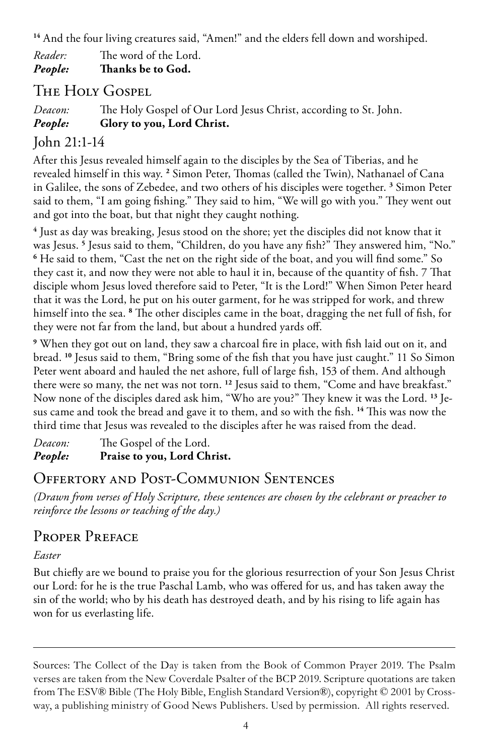[14] And the four living creatures said, "Amen!" and the elders fell down and worshiped.

*Reader:* The word of the Lord.
***People:*** **Thanks be to God.**

## The Holy Gospel

*Deacon:* The Holy Gospel of Our Lord Jesus Christ, according to St. John.
***People:*** **Glory to you, Lord Christ.**

### John 21:1-14

After this Jesus revealed himself again to the disciples by the Sea of Tiberias, and he revealed himself in this way. [2] Simon Peter, Thomas (called the Twin), Nathanael of Cana in Galilee, the sons of Zebedee, and two others of his disciples were together. [3] Simon Peter said to them, "I am going fishing." They said to him, "We will go with you." They went out and got into the boat, but that night they caught nothing.

[4] Just as day was breaking, Jesus stood on the shore; yet the disciples did not know that it was Jesus. [5] Jesus said to them, "Children, do you have any fish?" They answered him, "No." [6] He said to them, "Cast the net on the right side of the boat, and you will find some." So they cast it, and now they were not able to haul it in, because of the quantity of fish. 7 That disciple whom Jesus loved therefore said to Peter, "It is the Lord!" When Simon Peter heard that it was the Lord, he put on his outer garment, for he was stripped for work, and threw himself into the sea. [8] The other disciples came in the boat, dragging the net full of fish, for they were not far from the land, but about a hundred yards off.

[9] When they got out on land, they saw a charcoal fire in place, with fish laid out on it, and bread. [10] Jesus said to them, "Bring some of the fish that you have just caught." 11 So Simon Peter went aboard and hauled the net ashore, full of large fish, 153 of them. And although there were so many, the net was not torn. [12] Jesus said to them, "Come and have breakfast." Now none of the disciples dared ask him, "Who are you?" They knew it was the Lord. [13] Jesus came and took the bread and gave it to them, and so with the fish. [14] This was now the third time that Jesus was revealed to the disciples after he was raised from the dead.

*Deacon:* The Gospel of the Lord.
***People:*** **Praise to you, Lord Christ.**

## Offertory and Post-Communion Sentences

*(Drawn from verses of Holy Scripture, these sentences are chosen by the celebrant or preacher to reinforce the lessons or teaching of the day.)*

## Proper Preface

*Easter*

But chiefly are we bound to praise you for the glorious resurrection of your Son Jesus Christ our Lord: for he is the true Paschal Lamb, who was offered for us, and has taken away the sin of the world; who by his death has destroyed death, and by his rising to life again has won for us everlasting life.

---

Sources: The Collect of the Day is taken from the Book of Common Prayer 2019. The Psalm verses are taken from the New Coverdale Psalter of the BCP 2019. Scripture quotations are taken from The ESV® Bible (The Holy Bible, English Standard Version®), copyright © 2001 by Crossway, a publishing ministry of Good News Publishers. Used by permission. All rights reserved.